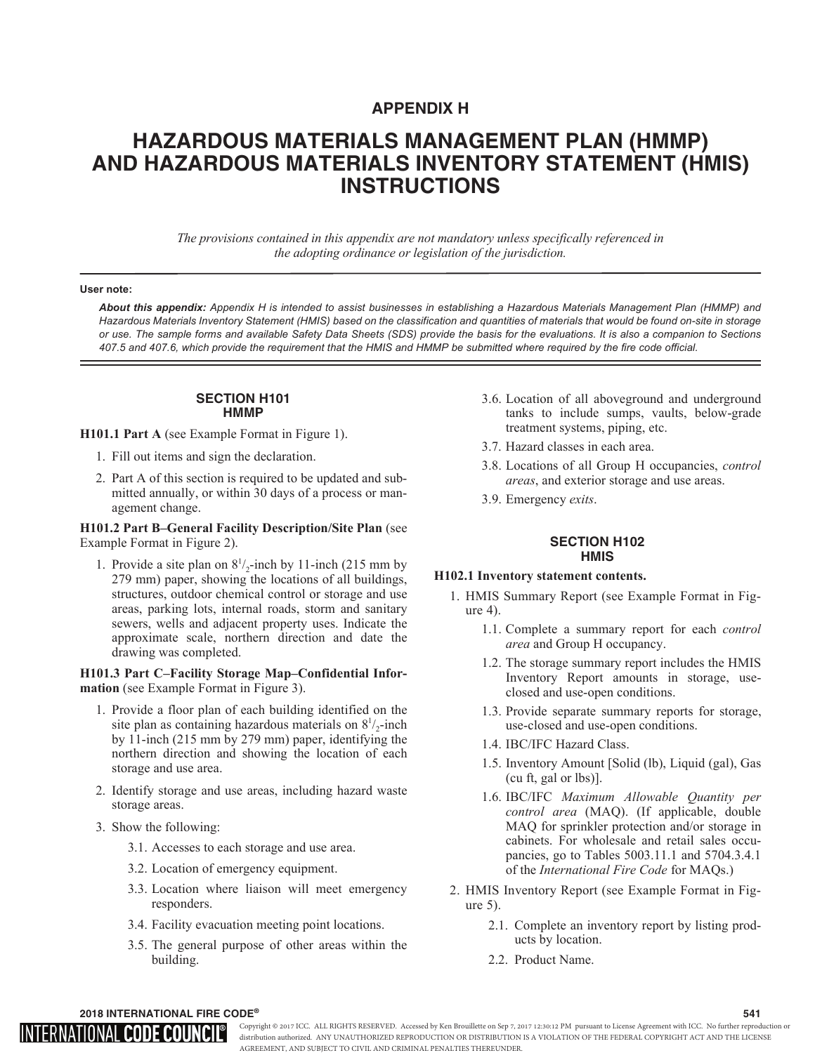# APPENDIX H

# HAZARDOUS MATERIALS MANAGEMENT PLAN (HMMP) AND HAZARDOUS MATERIALS INVENTORY STATEMENT (HMIS) INSTRUCTIONS

*The provisions contained in this appendix are not mandatory unless specifically referenced in the adopting ordinance or legislation of the jurisdiction.*

---

**User note:**

***About this appendix:*** *Appendix H is intended to assist businesses in establishing a Hazardous Materials Management Plan (HMMP) and Hazardous Materials Inventory Statement (HMIS) based on the classification and quantities of materials that would be found on-site in storage or use. The sample forms and available Safety Data Sheets (SDS) provide the basis for the evaluations. It is also a companion to Sections 407.5 and 407.6, which provide the requirement that the HMIS and HMMP be submitted where required by the fire code official.*

---

## SECTION H101 HMMP

**H101.1 Part A** (see Example Format in Figure 1).

1. Fill out items and sign the declaration.
2. Part A of this section is required to be updated and submitted annually, or within 30 days of a process or management change.

**H101.2 Part B–General Facility Description/Site Plan** (see Example Format in Figure 2).

1. Provide a site plan on $8^1/_2$-inch by 11-inch (215 mm by 279 mm) paper, showing the locations of all buildings, structures, outdoor chemical control or storage and use areas, parking lots, internal roads, storm and sanitary sewers, wells and adjacent property uses. Indicate the approximate scale, northern direction and date the drawing was completed.

**H101.3 Part C–Facility Storage Map–Confidential Information** (see Example Format in Figure 3).

1. Provide a floor plan of each building identified on the site plan as containing hazardous materials on $8^1/_2$-inch by 11-inch (215 mm by 279 mm) paper, identifying the northern direction and showing the location of each storage and use area.
2. Identify storage and use areas, including hazard waste storage areas.
3. Show the following:
   - 3.1. Accesses to each storage and use area.
   - 3.2. Location of emergency equipment.
   - 3.3. Location where liaison will meet emergency responders.
   - 3.4. Facility evacuation meeting point locations.
   - 3.5. The general purpose of other areas within the building.
   - 3.6. Location of all aboveground and underground tanks to include sumps, vaults, below-grade treatment systems, piping, etc.
   - 3.7. Hazard classes in each area.
   - 3.8. Locations of all Group H occupancies, *control areas*, and exterior storage and use areas.
   - 3.9. Emergency *exits*.

## SECTION H102 HMIS

**H102.1 Inventory statement contents.**

1. HMIS Summary Report (see Example Format in Figure 4).
   - 1.1. Complete a summary report for each *control area* and Group H occupancy.
   - 1.2. The storage summary report includes the HMIS Inventory Report amounts in storage, use-closed and use-open conditions.
   - 1.3. Provide separate summary reports for storage, use-closed and use-open conditions.
   - 1.4. IBC/IFC Hazard Class.
   - 1.5. Inventory Amount [Solid (lb), Liquid (gal), Gas (cu ft, gal or lbs)].
   - 1.6. IBC/IFC *Maximum Allowable Quantity per control area* (MAQ). (If applicable, double MAQ for sprinkler protection and/or storage in cabinets. For wholesale and retail sales occupancies, go to Tables 5003.11.1 and 5704.3.4.1 of the *International Fire Code* for MAQs.)
2. HMIS Inventory Report (see Example Format in Figure 5).
   - 2.1. Complete an inventory report by listing products by location.
   - 2.2. Product Name.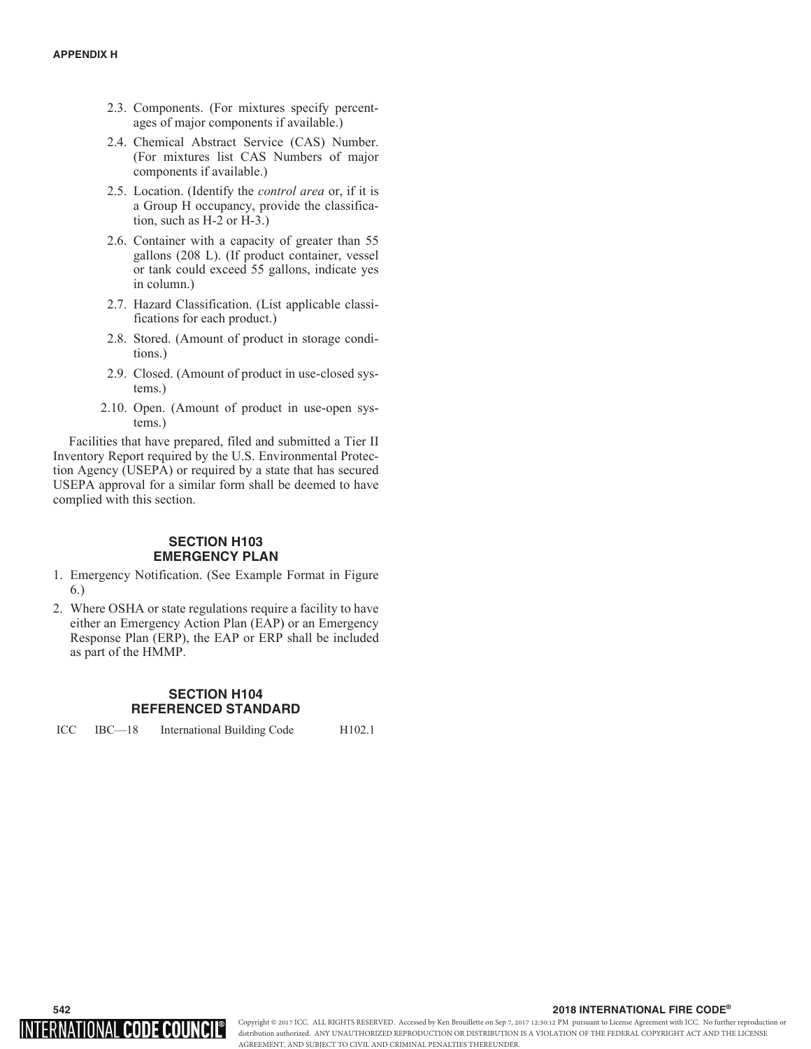2.3. Components. (For mixtures specify percentages of major components if available.)

2.4. Chemical Abstract Service (CAS) Number. (For mixtures list CAS Numbers of major components if available.)

2.5. Location. (Identify the *control area* or, if it is a Group H occupancy, provide the classification, such as H-2 or H-3.)

2.6. Container with a capacity of greater than 55 gallons (208 L). (If product container, vessel or tank could exceed 55 gallons, indicate yes in column.)

2.7. Hazard Classification. (List applicable classifications for each product.)

2.8. Stored. (Amount of product in storage conditions.)

2.9. Closed. (Amount of product in use-closed systems.)

2.10. Open. (Amount of product in use-open systems.)

Facilities that have prepared, filed and submitted a Tier II Inventory Report required by the U.S. Environmental Protection Agency (USEPA) or required by a state that has secured USEPA approval for a similar form shall be deemed to have complied with this section.

## SECTION H103 EMERGENCY PLAN

1. Emergency Notification. (See Example Format in Figure 6.)
2. Where OSHA or state regulations require a facility to have either an Emergency Action Plan (EAP) or an Emergency Response Plan (ERP), the EAP or ERP shall be included as part of the HMMP.

## SECTION H104 REFERENCED STANDARD

| ICC | IBC—18 | International Building Code | H102.1 |
|---|---|---|---|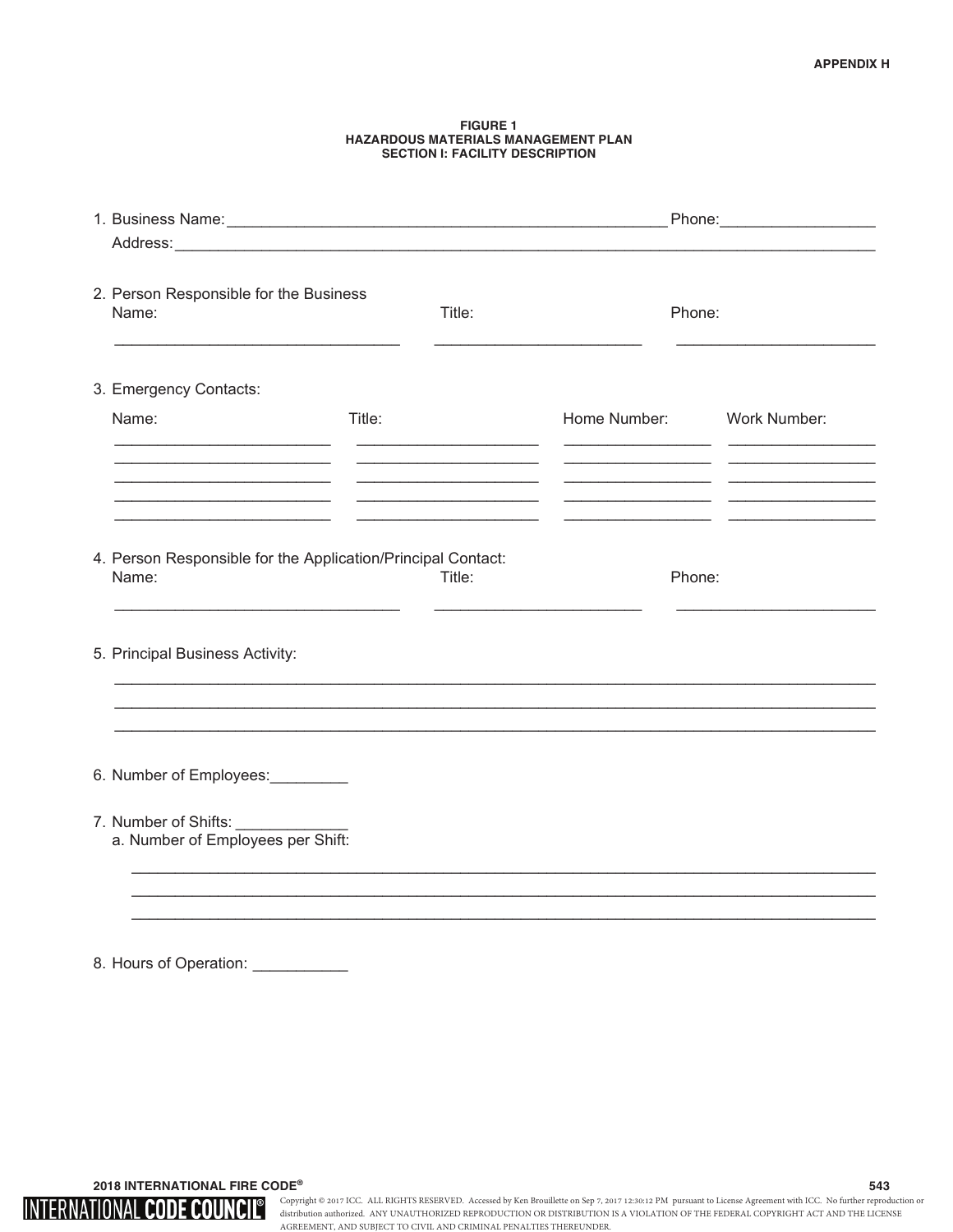**FIGURE 1**
**HAZARDOUS MATERIALS MANAGEMENT PLAN**
**SECTION I: FACILITY DESCRIPTION**

1. Business Name:___________________________________________________ Phone:_________________
   Address:__________________________________________________________________________________

2. Person Responsible for the Business

| Name: | Title: | Phone: |
| --- | --- | --- |
| ________________________________ | ________________________ | ______________________ |

3. Emergency Contacts:

| Name: | Title: | Home Number: | Work Number: |
| --- | --- | --- | --- |
| ________________________ | _____________________ | ________________ | ________________ |
| ________________________ | _____________________ | ________________ | ________________ |
| ________________________ | _____________________ | ________________ | ________________ |
| ________________________ | _____________________ | ________________ | ________________ |
| ________________________ | _____________________ | ________________ | ________________ |

4. Person Responsible for the Application/Principal Contact:

| Name: | Title: | Phone: |
| --- | --- | --- |
| ________________________________ | ________________________ | ______________________ |

5. Principal Business Activity:

   __________________________________________________________________________________
   __________________________________________________________________________________
   __________________________________________________________________________________

6. Number of Employees:_________

7. Number of Shifts: ____________
   a. Number of Employees per Shift:

   __________________________________________________________________________________
   __________________________________________________________________________________
   __________________________________________________________________________________

8. Hours of Operation: ___________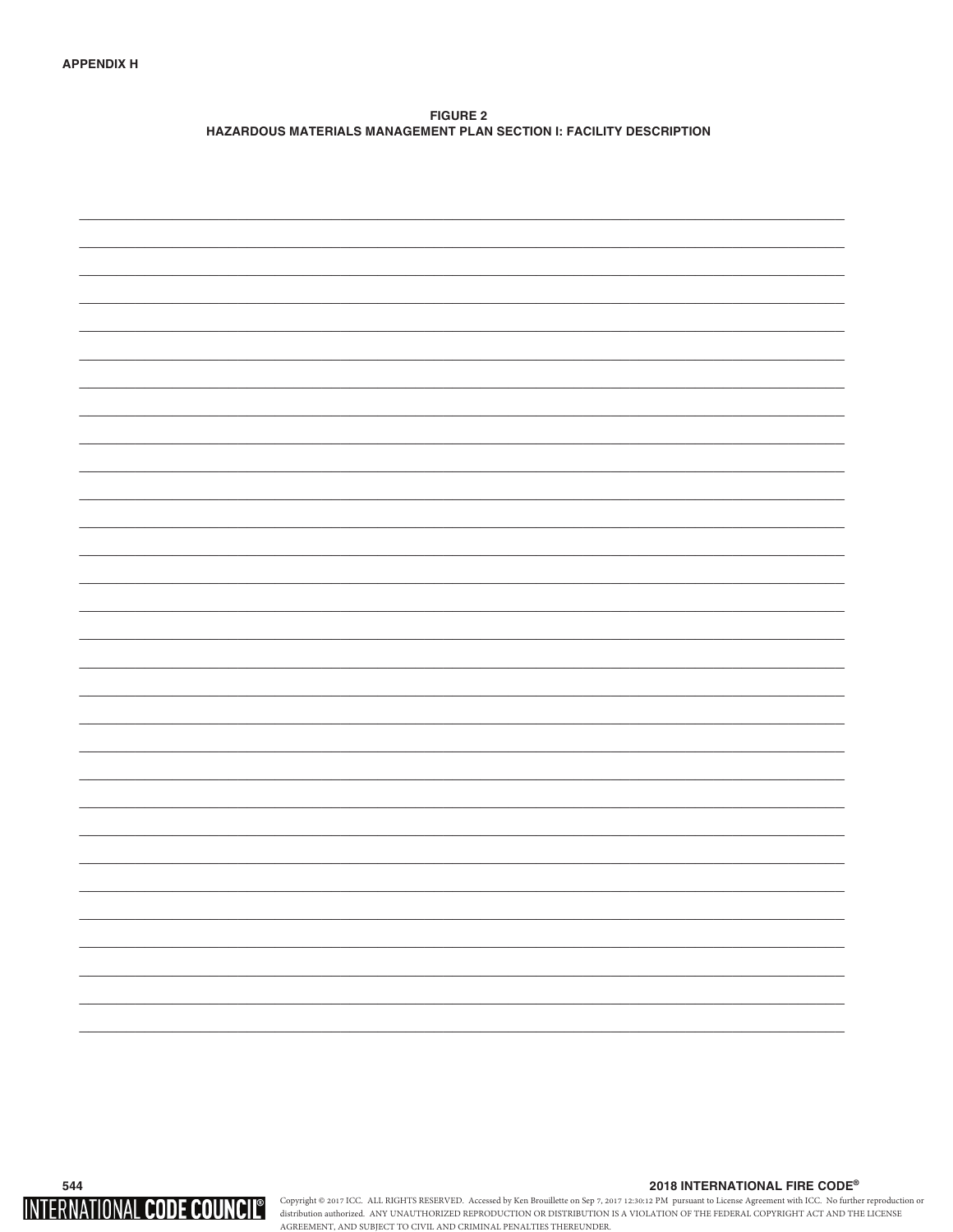**FIGURE 2**
**HAZARDOUS MATERIALS MANAGEMENT PLAN SECTION I: FACILITY DESCRIPTION**

______________________________________________________________________________

______________________________________________________________________________

______________________________________________________________________________

______________________________________________________________________________

______________________________________________________________________________

______________________________________________________________________________

______________________________________________________________________________

______________________________________________________________________________

______________________________________________________________________________

______________________________________________________________________________

______________________________________________________________________________

______________________________________________________________________________

______________________________________________________________________________

______________________________________________________________________________

______________________________________________________________________________

______________________________________________________________________________

______________________________________________________________________________

______________________________________________________________________________

______________________________________________________________________________

______________________________________________________________________________

______________________________________________________________________________

______________________________________________________________________________

______________________________________________________________________________

______________________________________________________________________________

______________________________________________________________________________

______________________________________________________________________________

______________________________________________________________________________

______________________________________________________________________________

______________________________________________________________________________

______________________________________________________________________________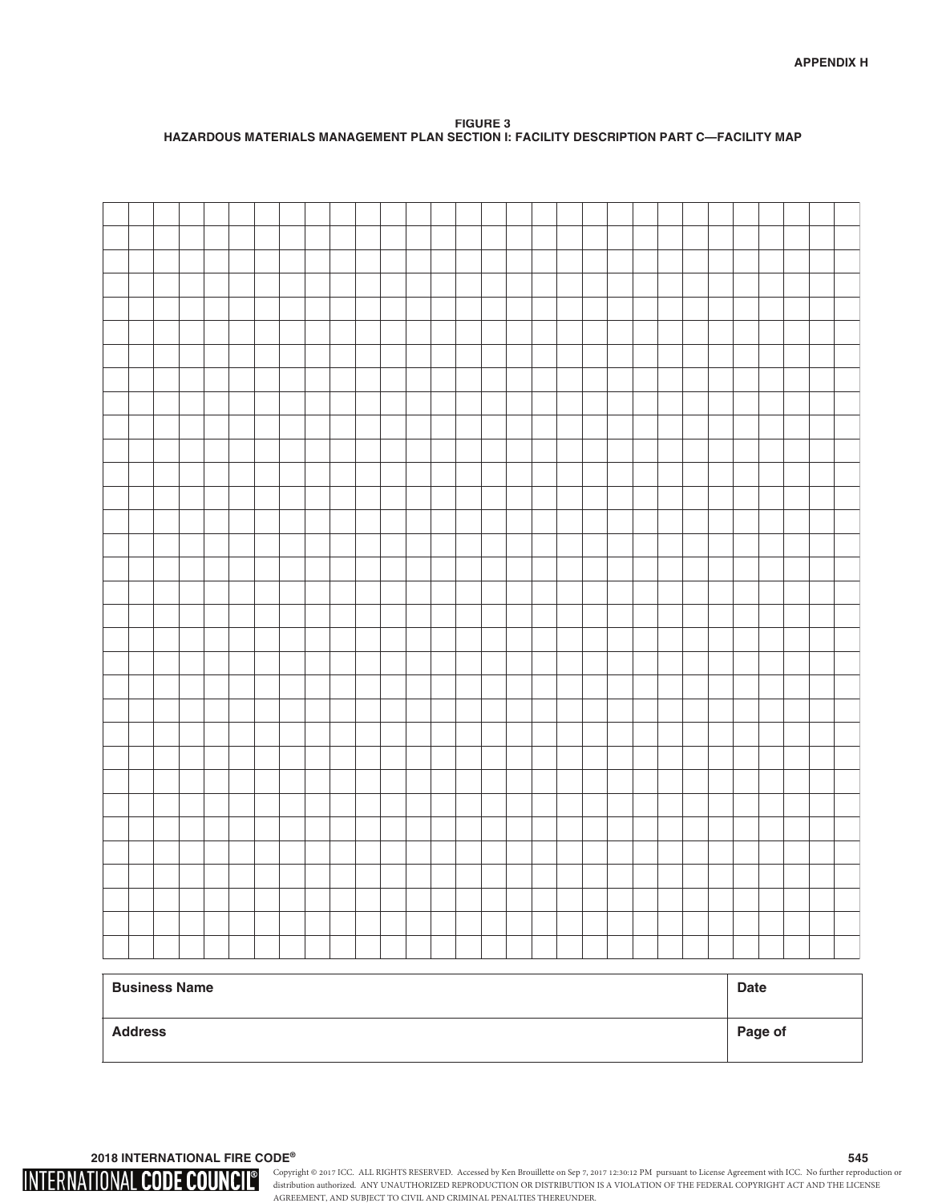**FIGURE 3**
**HAZARDOUS MATERIALS MANAGEMENT PLAN SECTION I: FACILITY DESCRIPTION PART C—FACILITY MAP**

| **Business Name** | **Date** |
| --- | --- |
| **Address** | **Page of** |

Copyright © 2017 ICC. ALL RIGHTS RESERVED. Accessed by Ken Brouillette on Sep 7, 2017 12:30:12 PM pursuant to License Agreement with ICC. No further reproduction or distribution authorized. ANY UNAUTHORIZED REPRODUCTION OR DISTRIBUTION IS A VIOLATION OF THE FEDERAL COPYRIGHT ACT AND THE LICENSE AGREEMENT, AND SUBJECT TO CIVIL AND CRIMINAL PENALTIES THEREUNDER.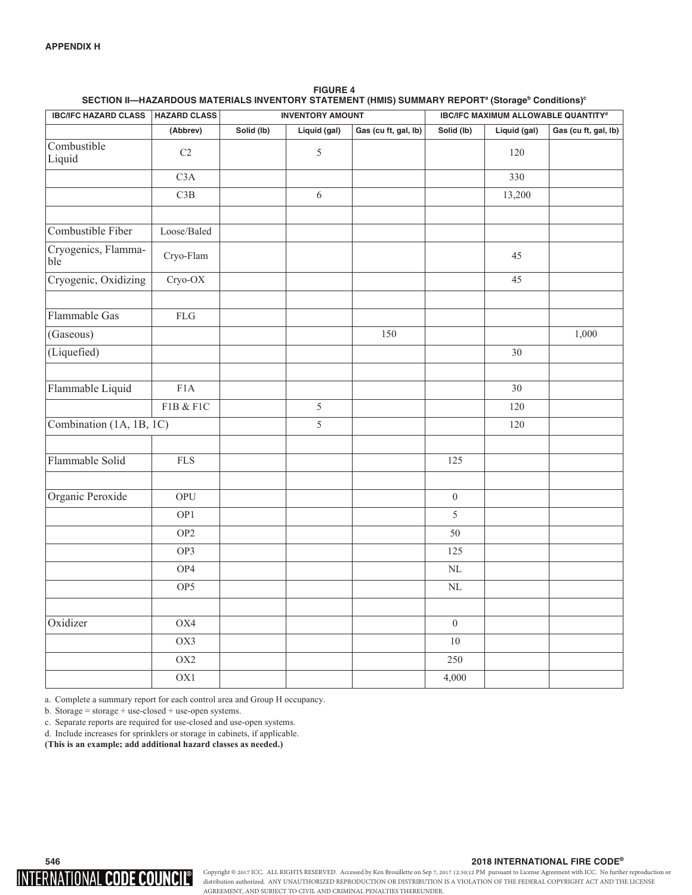**FIGURE 4**
**SECTION II—HAZARDOUS MATERIALS INVENTORY STATEMENT (HMIS) SUMMARY REPORT[a] (Storage[b] Conditions)[c]**

| IBC/IFC HAZARD CLASS | HAZARD CLASS | INVENTORY AMOUNT | | | IBC/IFC MAXIMUM ALLOWABLE QUANTITY[d] | | |
|---|---|---|---|---|---|---|---|
| | (Abbrev) | Solid (lb) | Liquid (gal) | Gas (cu ft, gal, lb) | Solid (lb) | Liquid (gal) | Gas (cu ft, gal, lb) |
| Combustible Liquid | C2 | | 5 | | | 120 | |
| | C3A | | | | | 330 | |
| | C3B | | 6 | | | 13,200 | |
| | | | | | | | |
| Combustible Fiber | Loose/Baled | | | | | | |
| Cryogenics, Flammable | Cryo-Flam | | | | | 45 | |
| Cryogenic, Oxidizing | Cryo-OX | | | | | 45 | |
| | | | | | | | |
| Flammable Gas | FLG | | | | | | |
| (Gaseous) | | | | 150 | | | 1,000 |
| (Liquefied) | | | | | | 30 | |
| | | | | | | | |
| Flammable Liquid | F1A | | | | | 30 | |
| | F1B & F1C | | 5 | | | 120 | |
| Combination (1A, 1B, 1C) | | | 5 | | | 120 | |
| | | | | | | | |
| Flammable Solid | FLS | | | | 125 | | |
| | | | | | | | |
| Organic Peroxide | OPU | | | | 0 | | |
| | OP1 | | | | 5 | | |
| | OP2 | | | | 50 | | |
| | OP3 | | | | 125 | | |
| | OP4 | | | | NL | | |
| | OP5 | | | | NL | | |
| | | | | | | | |
| Oxidizer | OX4 | | | | 0 | | |
| | OX3 | | | | 10 | | |
| | OX2 | | | | 250 | | |
| | OX1 | | | | 4,000 | | |

a. Complete a summary report for each control area and Group H occupancy.
b. Storage = storage + use-closed + use-open systems.
c. Separate reports are required for use-closed and use-open systems.
d. Include increases for sprinklers or storage in cabinets, if applicable.
**(This is an example; add additional hazard classes as needed.)**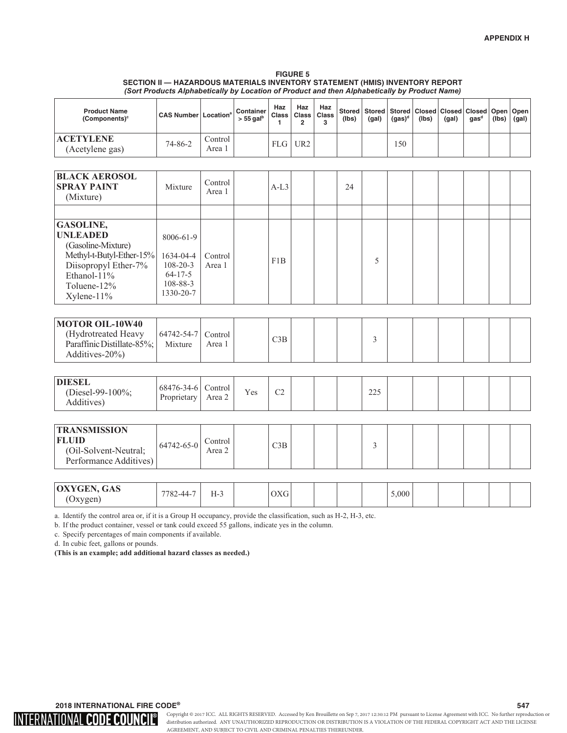**FIGURE 5**
**SECTION II — HAZARDOUS MATERIALS INVENTORY STATEMENT (HMIS) INVENTORY REPORT**
***(Sort Products Alphabetically by Location of Product and then Alphabetically by Product Name)***

| Product Name (Components)[c] | CAS Number | Location[a] | Container > 55 gal[b] | Haz Class 1 | Haz Class 2 | Haz Class 3 | Stored (lbs) | Stored (gal) | Stored (gas)[d] | Closed (lbs) | Closed (gal) | Closed gas[d] | Open (lbs) | Open (gal) |
|---|---|---|---|---|---|---|---|---|---|---|---|---|---|---|
| **ACETYLENE** (Acetylene gas) | 74-86-2 | Control Area 1 | | FLG | UR2 | | | | 150 | | | | | |
| **BLACK AEROSOL SPRAY PAINT** (Mixture) | Mixture | Control Area 1 | | A-L3 | | | 24 | | | | | | | |
| | | | | | | | | | | | | | | |
| **GASOLINE, UNLEADED** (Gasoline-Mixture) Methyl-t-Butyl-Ether-15% Diisopropyl Ether-7% Ethanol-11% Toluene-12% Xylene-11% | 8006-61-9 1634-04-4 108-20-3 64-17-5 108-88-3 1330-20-7 | Control Area 1 | | F1B | | | | 5 | | | | | | |
| **MOTOR OIL-10W40** (Hydrotreated Heavy Paraffinic Distillate-85%; Additives-20%) | 64742-54-7 Mixture | Control Area 1 | | C3B | | | | 3 | | | | | | |
| **DIESEL** (Diesel-99-100%; Additives) | 68476-34-6 Proprietary | Control Area 2 | Yes | C2 | | | | 225 | | | | | | |
| **TRANSMISSION FLUID** (Oil-Solvent-Neutral; Performance Additives) | 64742-65-0 | Control Area 2 | | C3B | | | | 3 | | | | | | |
| **OXYGEN, GAS** (Oxygen) | 7782-44-7 | H-3 | | OXG | | | | | 5,000 | | | | | |

a. Identify the control area or, if it is a Group H occupancy, provide the classification, such as H-2, H-3, etc.

b. If the product container, vessel or tank could exceed 55 gallons, indicate yes in the column.

c. Specify percentages of main components if available.

d. In cubic feet, gallons or pounds.

**(This is an example; add additional hazard classes as needed.)**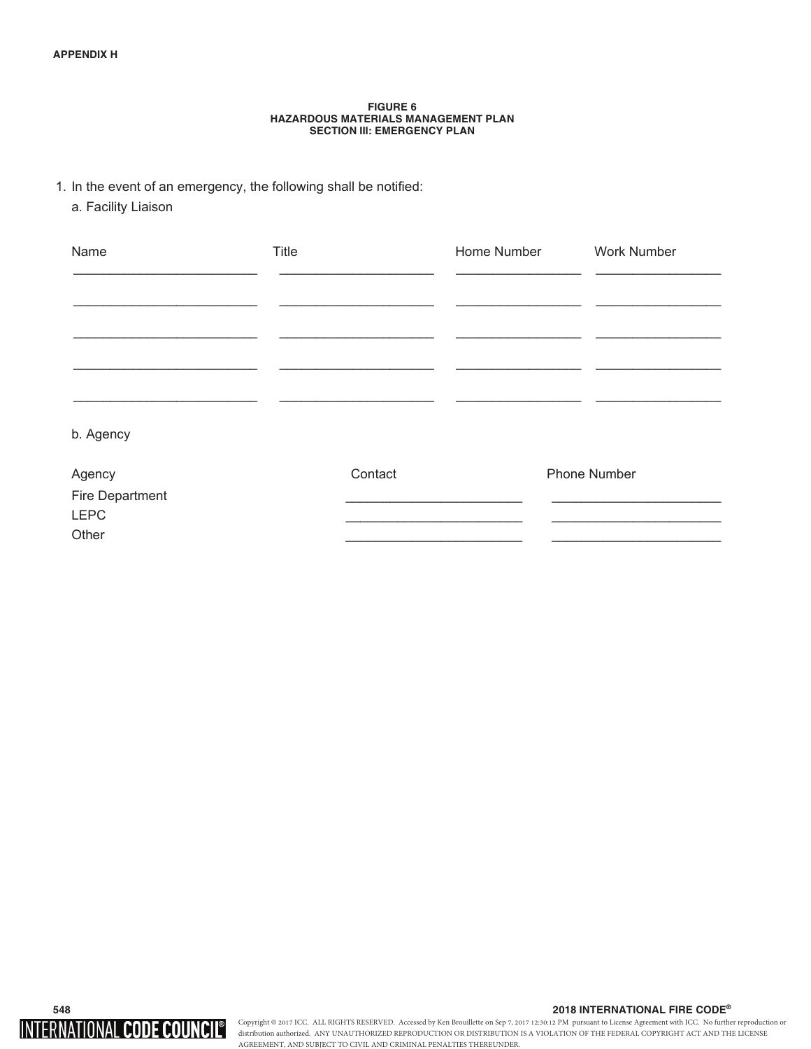**FIGURE 6**
**HAZARDOUS MATERIALS MANAGEMENT PLAN**
**SECTION III: EMERGENCY PLAN**

1. In the event of an emergency, the following shall be notified:

   a. Facility Liaison

| Name | Title | Home Number | Work Number |
| --- | --- | --- | --- |
| ______________________ | ______________________ | ________________ | ________________ |
| ______________________ | ______________________ | ________________ | ________________ |
| ______________________ | ______________________ | ________________ | ________________ |
| ______________________ | ______________________ | ________________ | ________________ |
| ______________________ | ______________________ | ________________ | ________________ |

   b. Agency

| Agency | Contact | Phone Number |
| --- | --- | --- |
| Fire Department | ______________________ | ______________________ |
| LEPC | ______________________ | ______________________ |
| Other | ______________________ | ______________________ |